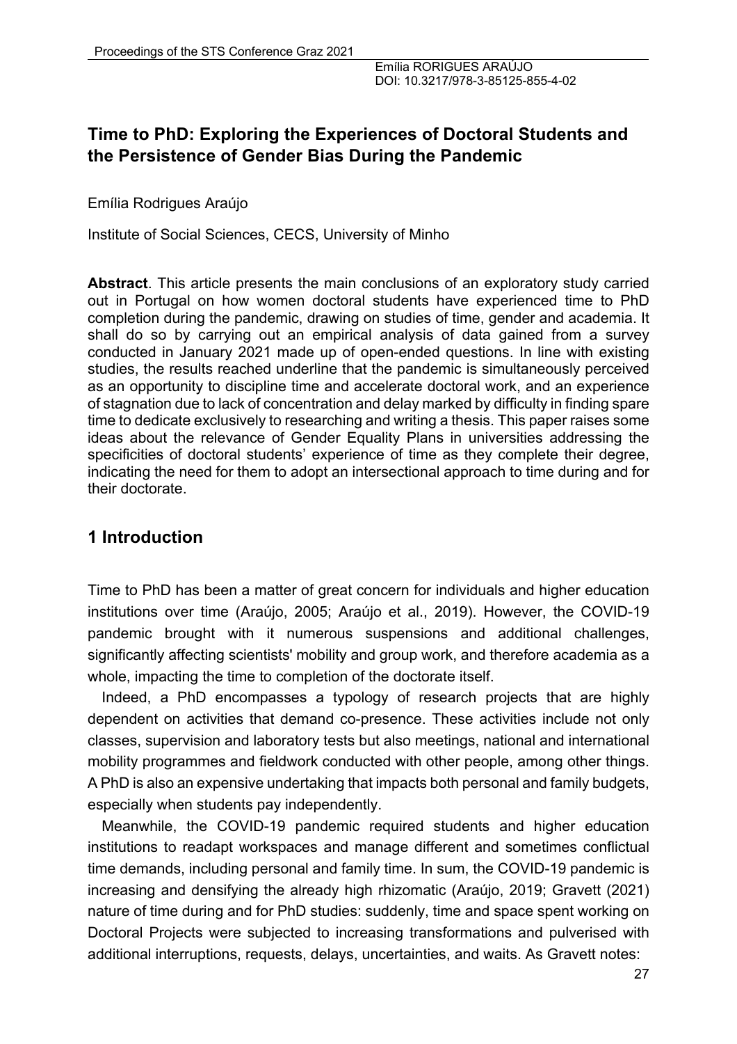# Time to PhD: Exploring the Experiences of Doctoral Students and the Persistence of Gender Bias During the Pandemic

Emília Rodrigues Araújo

Institute of Social Sciences, CECS, University of Minho

**Abstract**. This article presents the main conclusions of an exploratory study carried out in Portugal on how women doctoral students have experienced time to PhD completion during the pandemic, drawing on studies of time, gender and academia. It shall do so by carrying out an empirical analysis of data gained from a survey conducted in January 2021 made up of open-ended questions. In line with existing studies, the results reached underline that the pandemic is simultaneously perceived as an opportunity to discipline time and accelerate doctoral work, and an experience of stagnation due to lack of concentration and delay marked by difficulty in finding spare time to dedicate exclusively to researching and writing a thesis. This paper raises some ideas about the relevance of Gender Equality Plans in universities addressing the specificities of doctoral students' experience of time as they complete their degree, indicating the need for them to adopt an intersectional approach to time during and for their doctorate.

## 1 Introduction

Time to PhD has been a matter of great concern for individuals and higher education institutions over time (Araújo, 2005; Araújo et al., 2019). However, the COVID-19 pandemic brought with it numerous suspensions and additional challenges, significantly affecting scientists' mobility and group work, and therefore academia as a whole, impacting the time to completion of the doctorate itself.

Indeed, a PhD encompasses a typology of research projects that are highly dependent on activities that demand co-presence. These activities include not only classes, supervision and laboratory tests but also meetings, national and international mobility programmes and fieldwork conducted with other people, among other things. A PhD is also an expensive undertaking that impacts both personal and family budgets, especially when students pay independently.

Meanwhile, the COVID-19 pandemic required students and higher education institutions to readapt workspaces and manage different and sometimes conflictual time demands, including personal and family time. In sum, the COVID-19 pandemic is increasing and densifying the already high rhizomatic (Araújo, 2019; Gravett (2021) nature of time during and for PhD studies: suddenly, time and space spent working on Doctoral Projects were subjected to increasing transformations and pulverised with additional interruptions, requests, delays, uncertainties, and waits. As Gravett notes: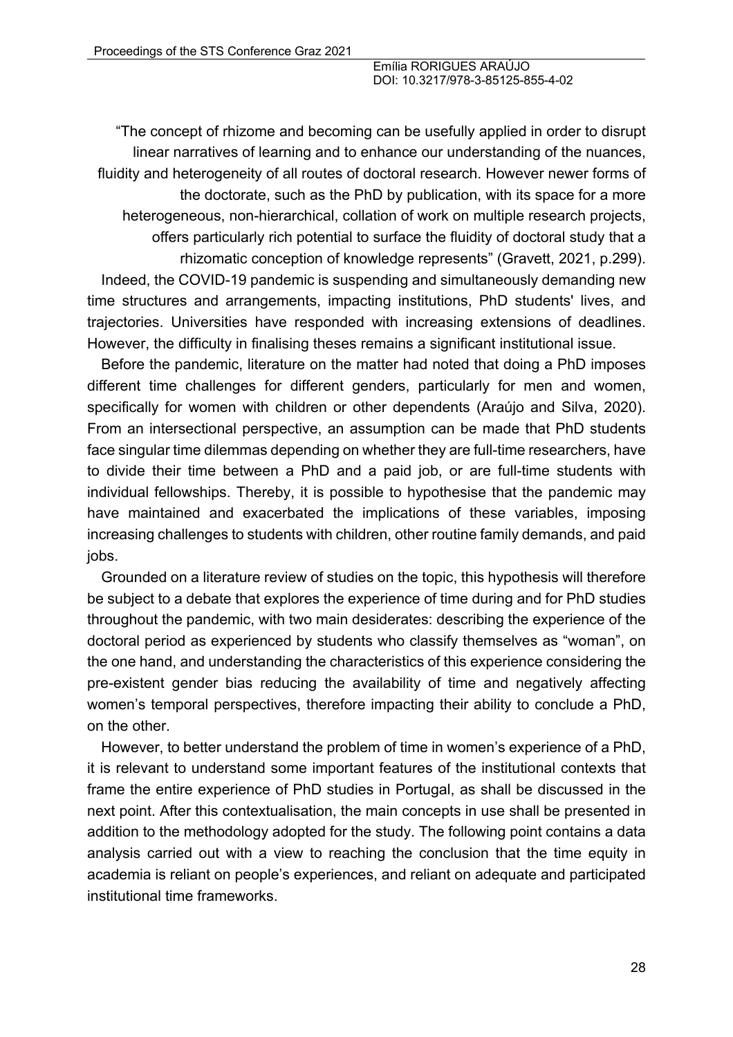> "The concept of rhizome and becoming can be usefully applied in order to disrupt linear narratives of learning and to enhance our understanding of the nuances, fluidity and heterogeneity of all routes of doctoral research. However newer forms of the doctorate, such as the PhD by publication, with its space for a more heterogeneous, non-hierarchical, collation of work on multiple research projects, offers particularly rich potential to surface the fluidity of doctoral study that a rhizomatic conception of knowledge represents" (Gravett, 2021, p.299).

Indeed, the COVID-19 pandemic is suspending and simultaneously demanding new time structures and arrangements, impacting institutions, PhD students' lives, and trajectories. Universities have responded with increasing extensions of deadlines. However, the difficulty in finalising theses remains a significant institutional issue.

Before the pandemic, literature on the matter had noted that doing a PhD imposes different time challenges for different genders, particularly for men and women, specifically for women with children or other dependents (Araújo and Silva, 2020). From an intersectional perspective, an assumption can be made that PhD students face singular time dilemmas depending on whether they are full-time researchers, have to divide their time between a PhD and a paid job, or are full-time students with individual fellowships. Thereby, it is possible to hypothesise that the pandemic may have maintained and exacerbated the implications of these variables, imposing increasing challenges to students with children, other routine family demands, and paid jobs.

Grounded on a literature review of studies on the topic, this hypothesis will therefore be subject to a debate that explores the experience of time during and for PhD studies throughout the pandemic, with two main desiderates: describing the experience of the doctoral period as experienced by students who classify themselves as "woman", on the one hand, and understanding the characteristics of this experience considering the pre-existent gender bias reducing the availability of time and negatively affecting women's temporal perspectives, therefore impacting their ability to conclude a PhD, on the other.

However, to better understand the problem of time in women's experience of a PhD, it is relevant to understand some important features of the institutional contexts that frame the entire experience of PhD studies in Portugal, as shall be discussed in the next point. After this contextualisation, the main concepts in use shall be presented in addition to the methodology adopted for the study. The following point contains a data analysis carried out with a view to reaching the conclusion that the time equity in academia is reliant on people's experiences, and reliant on adequate and participated institutional time frameworks.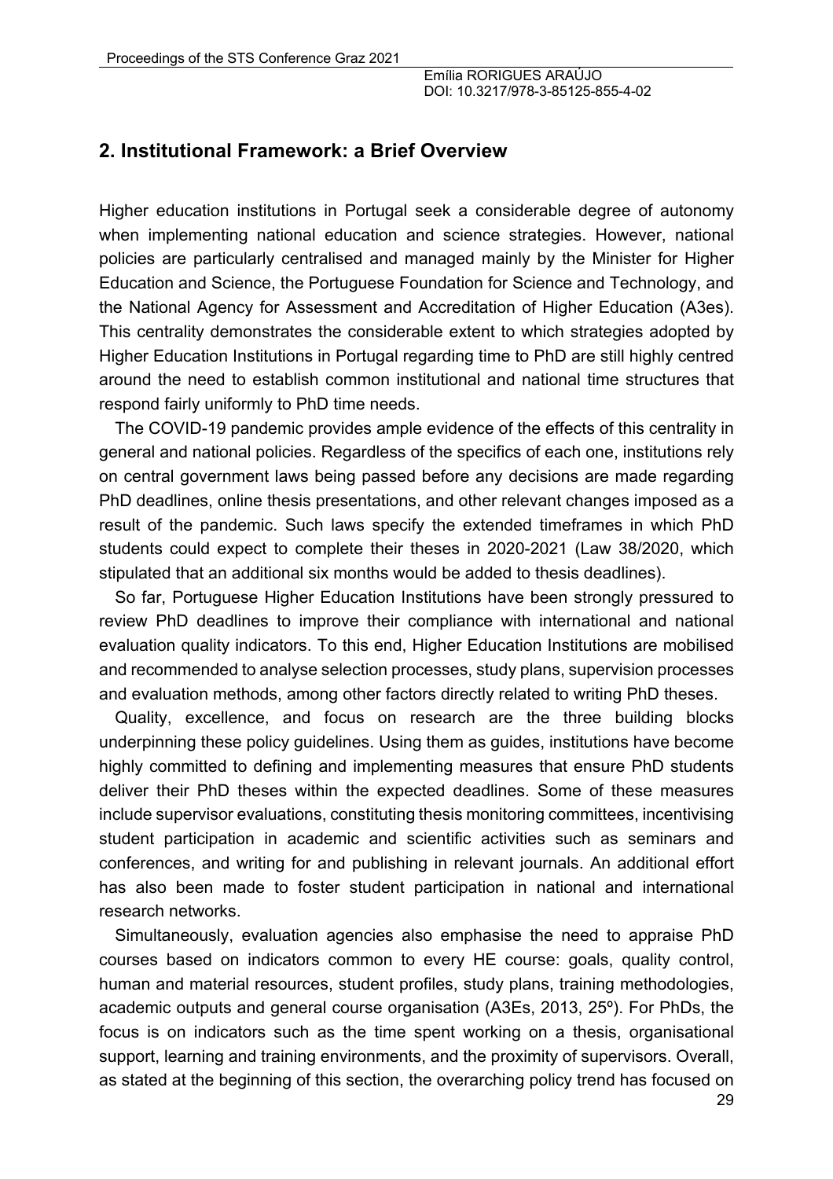## 2. Institutional Framework: a Brief Overview

Higher education institutions in Portugal seek a considerable degree of autonomy when implementing national education and science strategies. However, national policies are particularly centralised and managed mainly by the Minister for Higher Education and Science, the Portuguese Foundation for Science and Technology, and the National Agency for Assessment and Accreditation of Higher Education (A3es). This centrality demonstrates the considerable extent to which strategies adopted by Higher Education Institutions in Portugal regarding time to PhD are still highly centred around the need to establish common institutional and national time structures that respond fairly uniformly to PhD time needs.

The COVID-19 pandemic provides ample evidence of the effects of this centrality in general and national policies. Regardless of the specifics of each one, institutions rely on central government laws being passed before any decisions are made regarding PhD deadlines, online thesis presentations, and other relevant changes imposed as a result of the pandemic. Such laws specify the extended timeframes in which PhD students could expect to complete their theses in 2020-2021 (Law 38/2020, which stipulated that an additional six months would be added to thesis deadlines).

So far, Portuguese Higher Education Institutions have been strongly pressured to review PhD deadlines to improve their compliance with international and national evaluation quality indicators. To this end, Higher Education Institutions are mobilised and recommended to analyse selection processes, study plans, supervision processes and evaluation methods, among other factors directly related to writing PhD theses.

Quality, excellence, and focus on research are the three building blocks underpinning these policy guidelines. Using them as guides, institutions have become highly committed to defining and implementing measures that ensure PhD students deliver their PhD theses within the expected deadlines. Some of these measures include supervisor evaluations, constituting thesis monitoring committees, incentivising student participation in academic and scientific activities such as seminars and conferences, and writing for and publishing in relevant journals. An additional effort has also been made to foster student participation in national and international research networks.

Simultaneously, evaluation agencies also emphasise the need to appraise PhD courses based on indicators common to every HE course: goals, quality control, human and material resources, student profiles, study plans, training methodologies, academic outputs and general course organisation (A3Es, 2013, 25º). For PhDs, the focus is on indicators such as the time spent working on a thesis, organisational support, learning and training environments, and the proximity of supervisors. Overall, as stated at the beginning of this section, the overarching policy trend has focused on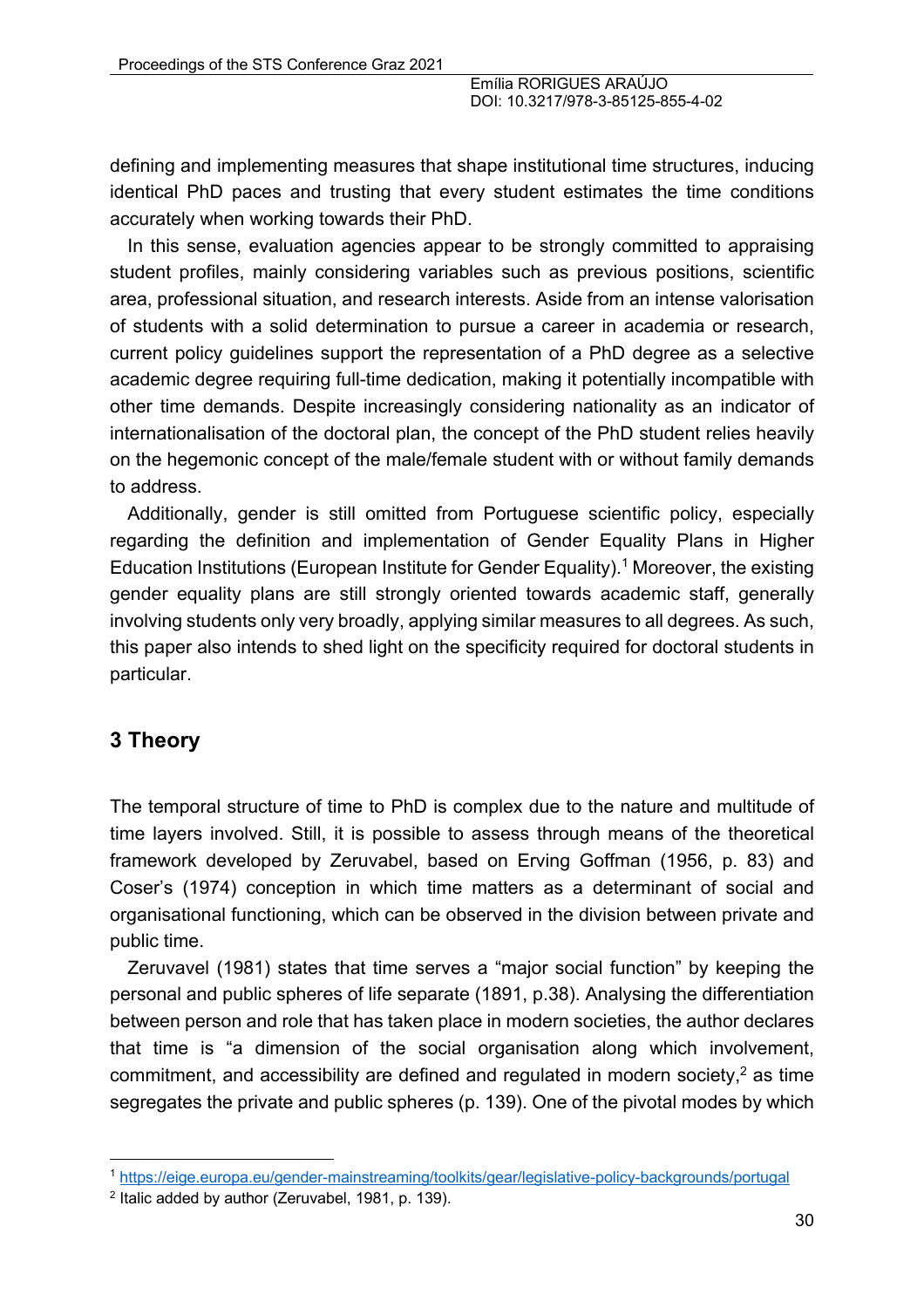defining and implementing measures that shape institutional time structures, inducing identical PhD paces and trusting that every student estimates the time conditions accurately when working towards their PhD.

In this sense, evaluation agencies appear to be strongly committed to appraising student profiles, mainly considering variables such as previous positions, scientific area, professional situation, and research interests. Aside from an intense valorisation of students with a solid determination to pursue a career in academia or research, current policy guidelines support the representation of a PhD degree as a selective academic degree requiring full-time dedication, making it potentially incompatible with other time demands. Despite increasingly considering nationality as an indicator of internationalisation of the doctoral plan, the concept of the PhD student relies heavily on the hegemonic concept of the male/female student with or without family demands to address.

Additionally, gender is still omitted from Portuguese scientific policy, especially regarding the definition and implementation of Gender Equality Plans in Higher Education Institutions (European Institute for Gender Equality).[1] Moreover, the existing gender equality plans are still strongly oriented towards academic staff, generally involving students only very broadly, applying similar measures to all degrees. As such, this paper also intends to shed light on the specificity required for doctoral students in particular.

## 3 Theory

The temporal structure of time to PhD is complex due to the nature and multitude of time layers involved. Still, it is possible to assess through means of the theoretical framework developed by Zeruvabel, based on Erving Goffman (1956, p. 83) and Coser's (1974) conception in which time matters as a determinant of social and organisational functioning, which can be observed in the division between private and public time.

Zeruvavel (1981) states that time serves a "major social function" by keeping the personal and public spheres of life separate (1891, p.38). Analysing the differentiation between person and role that has taken place in modern societies, the author declares that time is "a dimension of the social organisation along which involvement, commitment, and accessibility are defined and regulated in modern society,[2] as time segregates the private and public spheres (p. 139). One of the pivotal modes by which

---

[1] https://eige.europa.eu/gender-mainstreaming/toolkits/gear/legislative-policy-backgrounds/portugal

[2] Italic added by author (Zeruvabel, 1981, p. 139).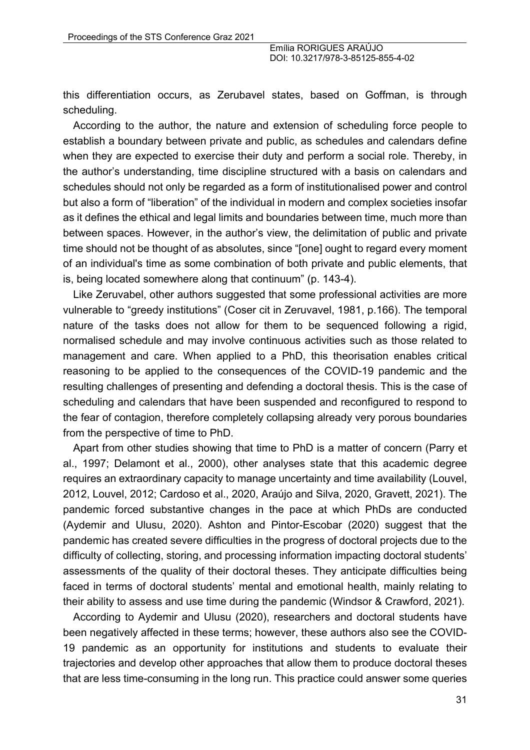this differentiation occurs, as Zerubavel states, based on Goffman, is through scheduling.

According to the author, the nature and extension of scheduling force people to establish a boundary between private and public, as schedules and calendars define when they are expected to exercise their duty and perform a social role. Thereby, in the author's understanding, time discipline structured with a basis on calendars and schedules should not only be regarded as a form of institutionalised power and control but also a form of "liberation" of the individual in modern and complex societies insofar as it defines the ethical and legal limits and boundaries between time, much more than between spaces. However, in the author's view, the delimitation of public and private time should not be thought of as absolutes, since "[one] ought to regard every moment of an individual's time as some combination of both private and public elements, that is, being located somewhere along that continuum" (p. 143-4).

Like Zeruvabel, other authors suggested that some professional activities are more vulnerable to "greedy institutions" (Coser cit in Zeruvavel, 1981, p.166). The temporal nature of the tasks does not allow for them to be sequenced following a rigid, normalised schedule and may involve continuous activities such as those related to management and care. When applied to a PhD, this theorisation enables critical reasoning to be applied to the consequences of the COVID-19 pandemic and the resulting challenges of presenting and defending a doctoral thesis. This is the case of scheduling and calendars that have been suspended and reconfigured to respond to the fear of contagion, therefore completely collapsing already very porous boundaries from the perspective of time to PhD.

Apart from other studies showing that time to PhD is a matter of concern (Parry et al., 1997; Delamont et al., 2000), other analyses state that this academic degree requires an extraordinary capacity to manage uncertainty and time availability (Louvel, 2012, Louvel, 2012; Cardoso et al., 2020, Araújo and Silva, 2020, Gravett, 2021). The pandemic forced substantive changes in the pace at which PhDs are conducted (Aydemir and Ulusu, 2020). Ashton and Pintor-Escobar (2020) suggest that the pandemic has created severe difficulties in the progress of doctoral projects due to the difficulty of collecting, storing, and processing information impacting doctoral students' assessments of the quality of their doctoral theses. They anticipate difficulties being faced in terms of doctoral students' mental and emotional health, mainly relating to their ability to assess and use time during the pandemic (Windsor & Crawford, 2021).

According to Aydemir and Ulusu (2020), researchers and doctoral students have been negatively affected in these terms; however, these authors also see the COVID-19 pandemic as an opportunity for institutions and students to evaluate their trajectories and develop other approaches that allow them to produce doctoral theses that are less time-consuming in the long run. This practice could answer some queries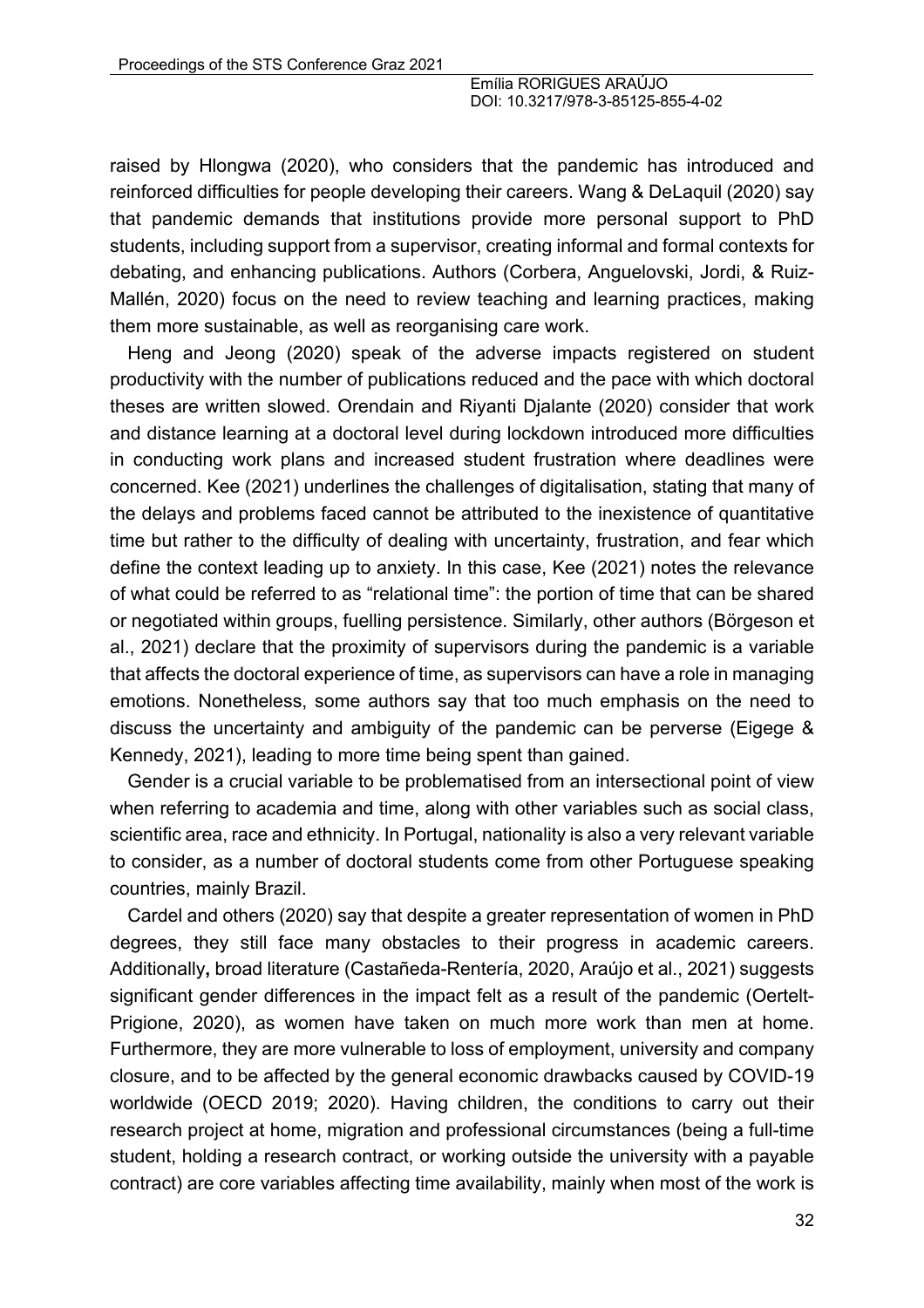raised by Hlongwa (2020), who considers that the pandemic has introduced and reinforced difficulties for people developing their careers. Wang & DeLaquil (2020) say that pandemic demands that institutions provide more personal support to PhD students, including support from a supervisor, creating informal and formal contexts for debating, and enhancing publications. Authors (Corbera, Anguelovski, Jordi, & Ruiz-Mallén, 2020) focus on the need to review teaching and learning practices, making them more sustainable, as well as reorganising care work.

Heng and Jeong (2020) speak of the adverse impacts registered on student productivity with the number of publications reduced and the pace with which doctoral theses are written slowed. Orendain and Riyanti Djalante (2020) consider that work and distance learning at a doctoral level during lockdown introduced more difficulties in conducting work plans and increased student frustration where deadlines were concerned. Kee (2021) underlines the challenges of digitalisation, stating that many of the delays and problems faced cannot be attributed to the inexistence of quantitative time but rather to the difficulty of dealing with uncertainty, frustration, and fear which define the context leading up to anxiety. In this case, Kee (2021) notes the relevance of what could be referred to as "relational time": the portion of time that can be shared or negotiated within groups, fuelling persistence. Similarly, other authors (Börgeson et al., 2021) declare that the proximity of supervisors during the pandemic is a variable that affects the doctoral experience of time, as supervisors can have a role in managing emotions. Nonetheless, some authors say that too much emphasis on the need to discuss the uncertainty and ambiguity of the pandemic can be perverse (Eigege & Kennedy, 2021), leading to more time being spent than gained.

Gender is a crucial variable to be problematised from an intersectional point of view when referring to academia and time, along with other variables such as social class, scientific area, race and ethnicity. In Portugal, nationality is also a very relevant variable to consider, as a number of doctoral students come from other Portuguese speaking countries, mainly Brazil.

Cardel and others (2020) say that despite a greater representation of women in PhD degrees, they still face many obstacles to their progress in academic careers. Additionally**,** broad literature (Castañeda-Rentería, 2020, Araújo et al., 2021) suggests significant gender differences in the impact felt as a result of the pandemic (Oertelt-Prigione, 2020), as women have taken on much more work than men at home. Furthermore, they are more vulnerable to loss of employment, university and company closure, and to be affected by the general economic drawbacks caused by COVID-19 worldwide (OECD 2019; 2020). Having children, the conditions to carry out their research project at home, migration and professional circumstances (being a full-time student, holding a research contract, or working outside the university with a payable contract) are core variables affecting time availability, mainly when most of the work is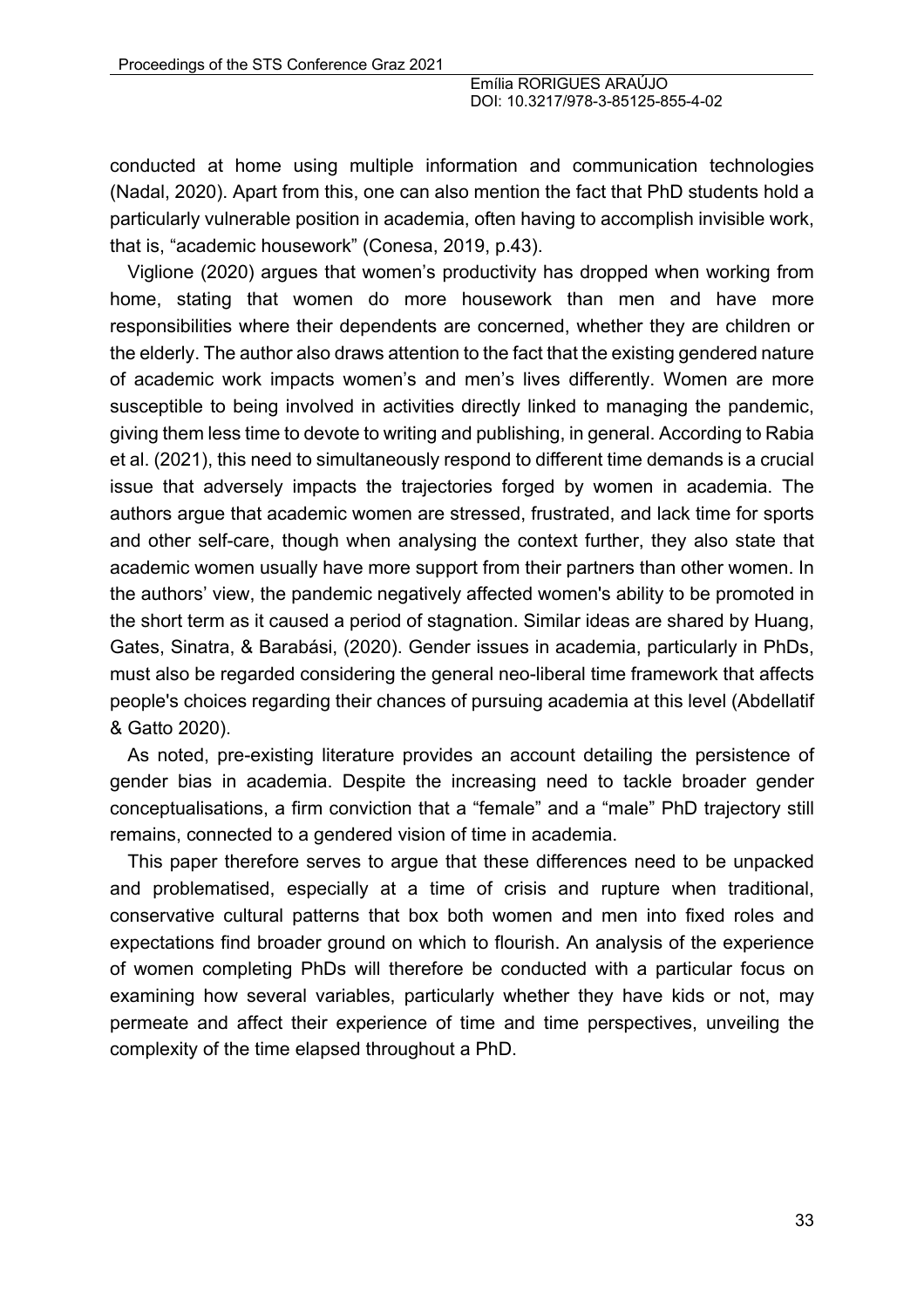conducted at home using multiple information and communication technologies (Nadal, 2020). Apart from this, one can also mention the fact that PhD students hold a particularly vulnerable position in academia, often having to accomplish invisible work, that is, "academic housework" (Conesa, 2019, p.43).

Viglione (2020) argues that women's productivity has dropped when working from home, stating that women do more housework than men and have more responsibilities where their dependents are concerned, whether they are children or the elderly. The author also draws attention to the fact that the existing gendered nature of academic work impacts women's and men's lives differently. Women are more susceptible to being involved in activities directly linked to managing the pandemic, giving them less time to devote to writing and publishing, in general. According to Rabia et al. (2021), this need to simultaneously respond to different time demands is a crucial issue that adversely impacts the trajectories forged by women in academia. The authors argue that academic women are stressed, frustrated, and lack time for sports and other self-care, though when analysing the context further, they also state that academic women usually have more support from their partners than other women. In the authors' view, the pandemic negatively affected women's ability to be promoted in the short term as it caused a period of stagnation. Similar ideas are shared by Huang, Gates, Sinatra, & Barabási, (2020). Gender issues in academia, particularly in PhDs, must also be regarded considering the general neo-liberal time framework that affects people's choices regarding their chances of pursuing academia at this level (Abdellatif & Gatto 2020).

As noted, pre-existing literature provides an account detailing the persistence of gender bias in academia. Despite the increasing need to tackle broader gender conceptualisations, a firm conviction that a "female" and a "male" PhD trajectory still remains, connected to a gendered vision of time in academia.

This paper therefore serves to argue that these differences need to be unpacked and problematised, especially at a time of crisis and rupture when traditional, conservative cultural patterns that box both women and men into fixed roles and expectations find broader ground on which to flourish. An analysis of the experience of women completing PhDs will therefore be conducted with a particular focus on examining how several variables, particularly whether they have kids or not, may permeate and affect their experience of time and time perspectives, unveiling the complexity of the time elapsed throughout a PhD.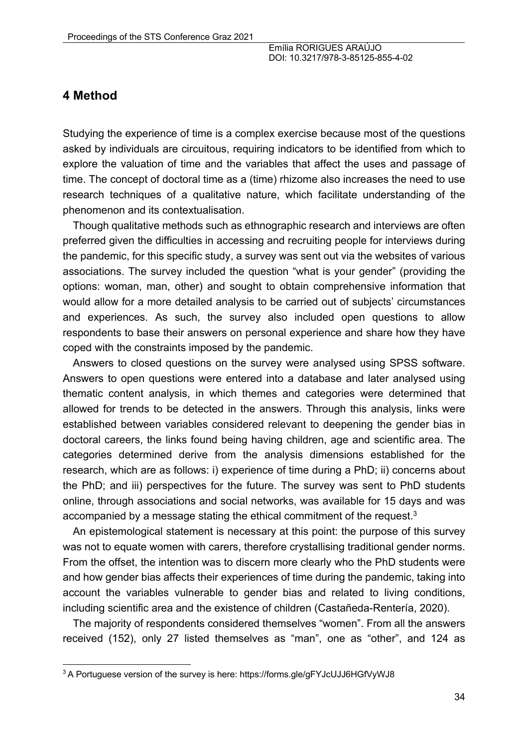## 4 Method

Studying the experience of time is a complex exercise because most of the questions asked by individuals are circuitous, requiring indicators to be identified from which to explore the valuation of time and the variables that affect the uses and passage of time. The concept of doctoral time as a (time) rhizome also increases the need to use research techniques of a qualitative nature, which facilitate understanding of the phenomenon and its contextualisation.

Though qualitative methods such as ethnographic research and interviews are often preferred given the difficulties in accessing and recruiting people for interviews during the pandemic, for this specific study, a survey was sent out via the websites of various associations. The survey included the question "what is your gender" (providing the options: woman, man, other) and sought to obtain comprehensive information that would allow for a more detailed analysis to be carried out of subjects' circumstances and experiences. As such, the survey also included open questions to allow respondents to base their answers on personal experience and share how they have coped with the constraints imposed by the pandemic.

Answers to closed questions on the survey were analysed using SPSS software. Answers to open questions were entered into a database and later analysed using thematic content analysis, in which themes and categories were determined that allowed for trends to be detected in the answers. Through this analysis, links were established between variables considered relevant to deepening the gender bias in doctoral careers, the links found being having children, age and scientific area. The categories determined derive from the analysis dimensions established for the research, which are as follows: i) experience of time during a PhD; ii) concerns about the PhD; and iii) perspectives for the future. The survey was sent to PhD students online, through associations and social networks, was available for 15 days and was accompanied by a message stating the ethical commitment of the request.[3]

An epistemological statement is necessary at this point: the purpose of this survey was not to equate women with carers, therefore crystallising traditional gender norms. From the offset, the intention was to discern more clearly who the PhD students were and how gender bias affects their experiences of time during the pandemic, taking into account the variables vulnerable to gender bias and related to living conditions, including scientific area and the existence of children (Castañeda-Rentería, 2020).

The majority of respondents considered themselves "women". From all the answers received (152), only 27 listed themselves as "man", one as "other", and 124 as

[3] A Portuguese version of the survey is here: https://forms.gle/gFYJcUJJ6HGfVyWJ8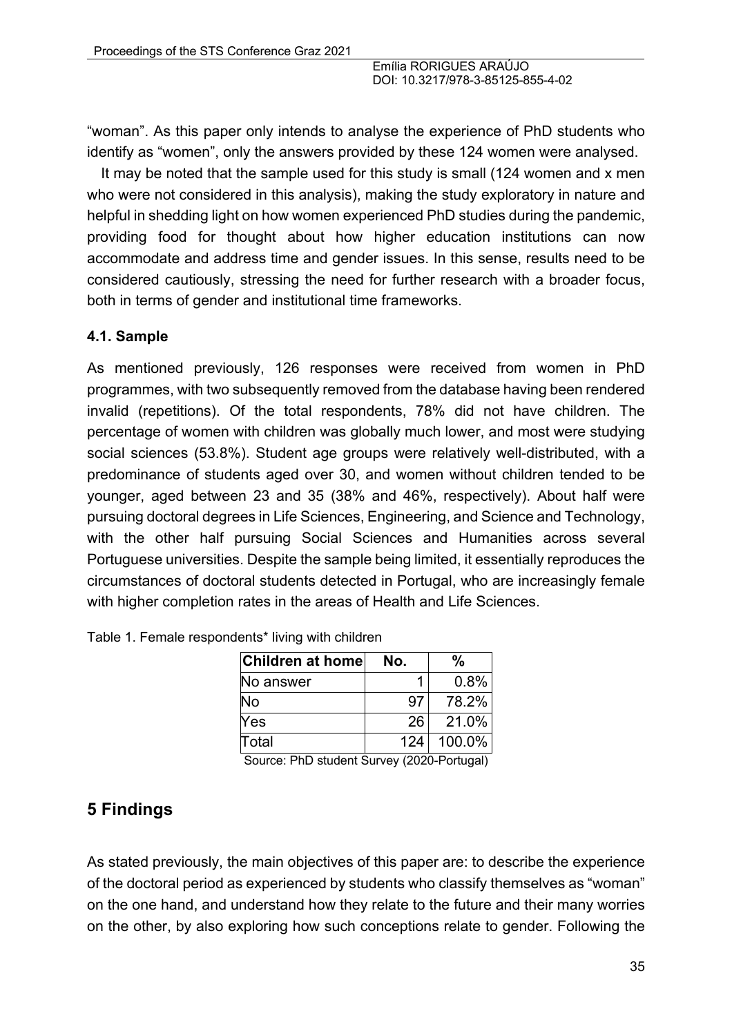"woman". As this paper only intends to analyse the experience of PhD students who identify as "women", only the answers provided by these 124 women were analysed.

It may be noted that the sample used for this study is small (124 women and x men who were not considered in this analysis), making the study exploratory in nature and helpful in shedding light on how women experienced PhD studies during the pandemic, providing food for thought about how higher education institutions can now accommodate and address time and gender issues. In this sense, results need to be considered cautiously, stressing the need for further research with a broader focus, both in terms of gender and institutional time frameworks.

### 4.1. Sample

As mentioned previously, 126 responses were received from women in PhD programmes, with two subsequently removed from the database having been rendered invalid (repetitions). Of the total respondents, 78% did not have children. The percentage of women with children was globally much lower, and most were studying social sciences (53.8%). Student age groups were relatively well-distributed, with a predominance of students aged over 30, and women without children tended to be younger, aged between 23 and 35 (38% and 46%, respectively). About half were pursuing doctoral degrees in Life Sciences, Engineering, and Science and Technology, with the other half pursuing Social Sciences and Humanities across several Portuguese universities. Despite the sample being limited, it essentially reproduces the circumstances of doctoral students detected in Portugal, who are increasingly female with higher completion rates in the areas of Health and Life Sciences.

Table 1. Female respondents* living with children

| Children at home | No. | % |
|---|---|---|
| No answer | 1 | 0.8% |
| No | 97 | 78.2% |
| Yes | 26 | 21.0% |
| Total | 124 | 100.0% |

Source: PhD student Survey (2020-Portugal)

## 5 Findings

As stated previously, the main objectives of this paper are: to describe the experience of the doctoral period as experienced by students who classify themselves as "woman" on the one hand, and understand how they relate to the future and their many worries on the other, by also exploring how such conceptions relate to gender. Following the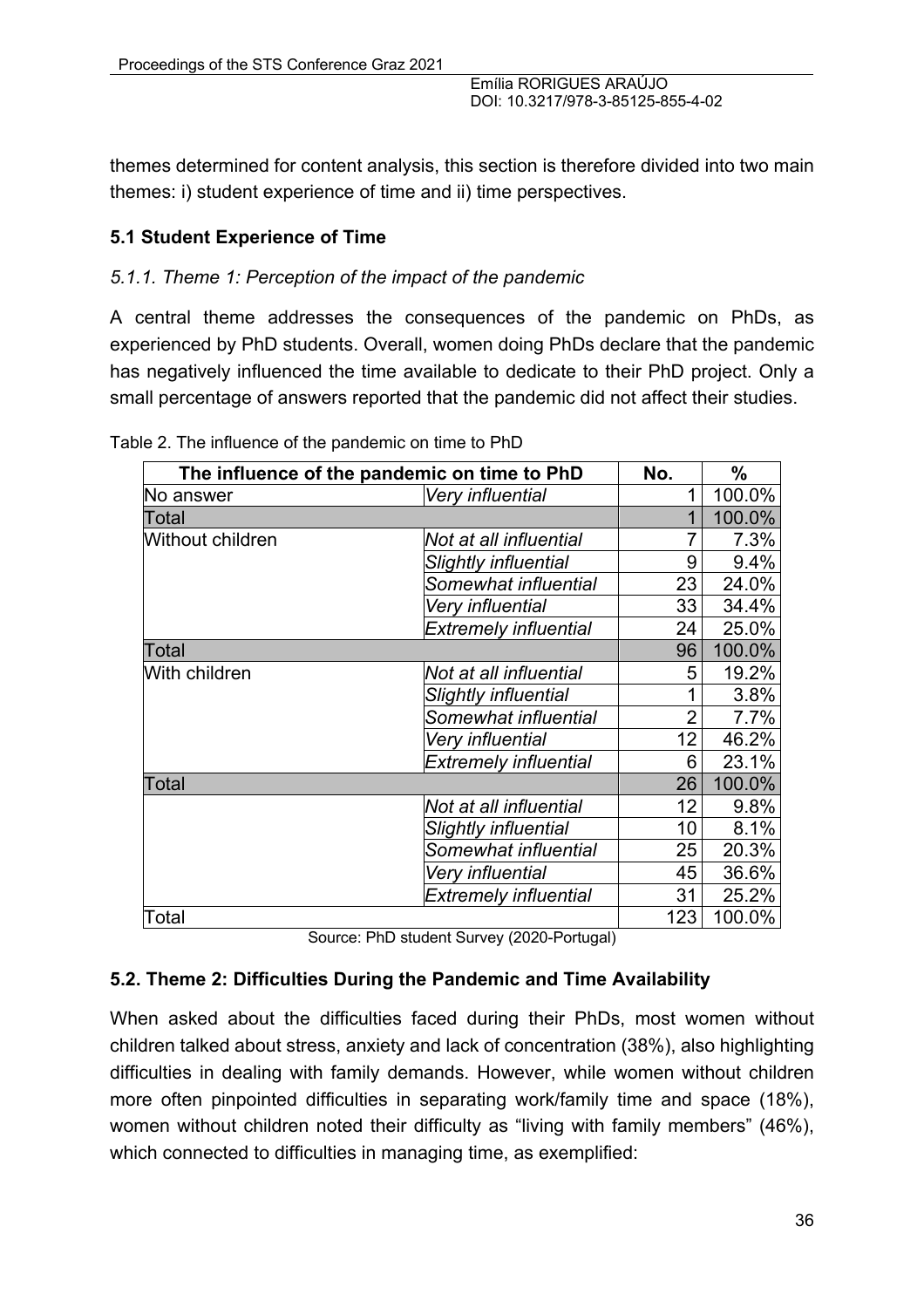themes determined for content analysis, this section is therefore divided into two main themes: i) student experience of time and ii) time perspectives.

### 5.1 Student Experience of Time

#### *5.1.1. Theme 1: Perception of the impact of the pandemic*

A central theme addresses the consequences of the pandemic on PhDs, as experienced by PhD students. Overall, women doing PhDs declare that the pandemic has negatively influenced the time available to dedicate to their PhD project. Only a small percentage of answers reported that the pandemic did not affect their studies.

Table 2. The influence of the pandemic on time to PhD

| The influence of the pandemic on time to PhD | | No. | % |
|---|---|---|---|
| No answer | *Very influential* | 1 | 100.0% |
| Total | | 1 | 100.0% |
| Without children | *Not at all influential* | 7 | 7.3% |
| | *Slightly influential* | 9 | 9.4% |
| | *Somewhat influential* | 23 | 24.0% |
| | *Very influential* | 33 | 34.4% |
| | *Extremely influential* | 24 | 25.0% |
| Total | | 96 | 100.0% |
| With children | *Not at all influential* | 5 | 19.2% |
| | *Slightly influential* | 1 | 3.8% |
| | *Somewhat influential* | 2 | 7.7% |
| | *Very influential* | 12 | 46.2% |
| | *Extremely influential* | 6 | 23.1% |
| Total | | 26 | 100.0% |
| | *Not at all influential* | 12 | 9.8% |
| | *Slightly influential* | 10 | 8.1% |
| | *Somewhat influential* | 25 | 20.3% |
| | *Very influential* | 45 | 36.6% |
| | *Extremely influential* | 31 | 25.2% |
| Total | | 123 | 100.0% |

Source: PhD student Survey (2020-Portugal)

### 5.2. Theme 2: Difficulties During the Pandemic and Time Availability

When asked about the difficulties faced during their PhDs, most women without children talked about stress, anxiety and lack of concentration (38%), also highlighting difficulties in dealing with family demands. However, while women without children more often pinpointed difficulties in separating work/family time and space (18%), women without children noted their difficulty as "living with family members" (46%), which connected to difficulties in managing time, as exemplified: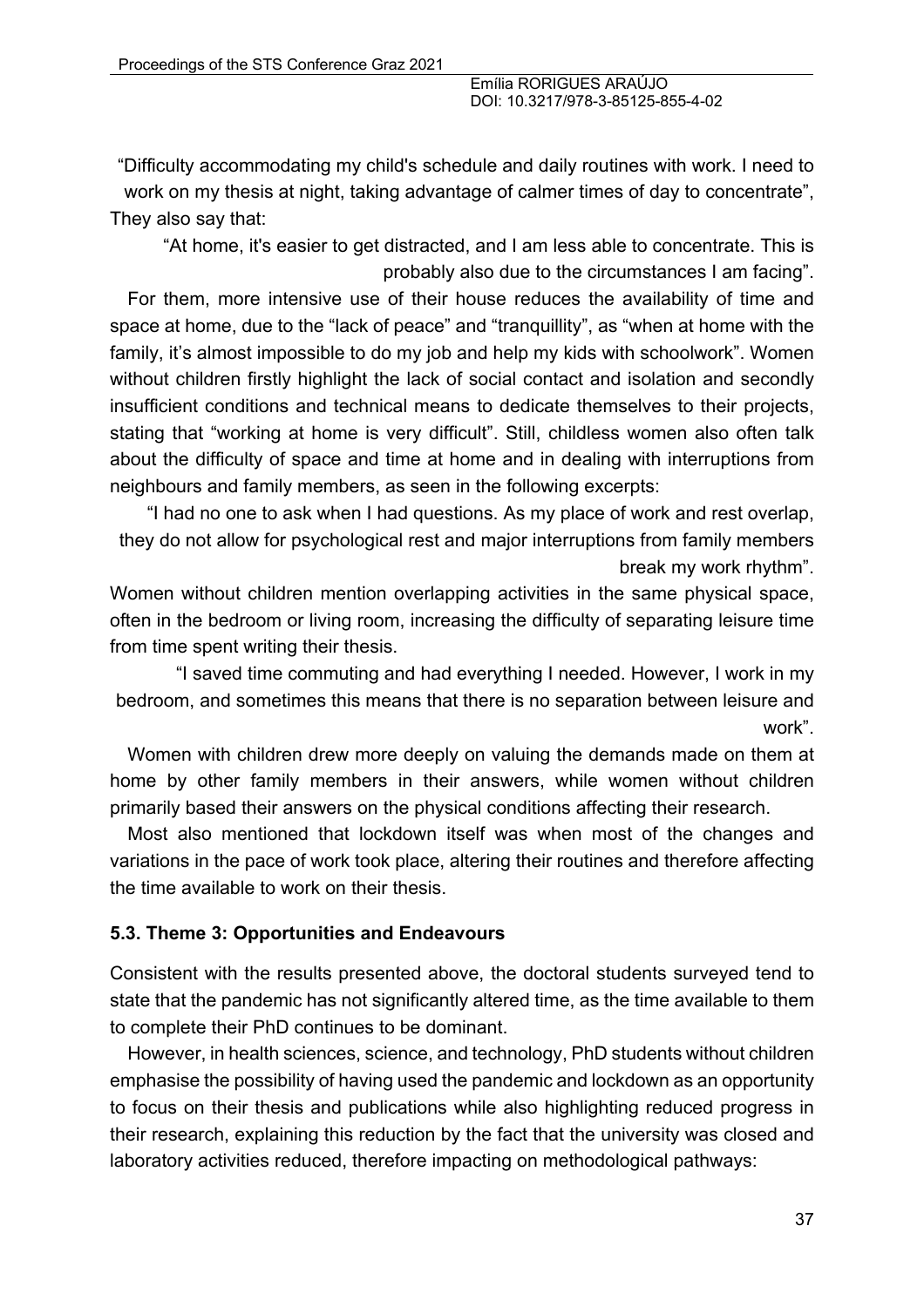"Difficulty accommodating my child's schedule and daily routines with work. I need to work on my thesis at night, taking advantage of calmer times of day to concentrate",

They also say that:

> "At home, it's easier to get distracted, and I am less able to concentrate. This is probably also due to the circumstances I am facing".

For them, more intensive use of their house reduces the availability of time and space at home, due to the "lack of peace" and "tranquillity", as "when at home with the family, it's almost impossible to do my job and help my kids with schoolwork". Women without children firstly highlight the lack of social contact and isolation and secondly insufficient conditions and technical means to dedicate themselves to their projects, stating that "working at home is very difficult". Still, childless women also often talk about the difficulty of space and time at home and in dealing with interruptions from neighbours and family members, as seen in the following excerpts:

> "I had no one to ask when I had questions. As my place of work and rest overlap, they do not allow for psychological rest and major interruptions from family members break my work rhythm".

Women without children mention overlapping activities in the same physical space, often in the bedroom or living room, increasing the difficulty of separating leisure time from time spent writing their thesis.

> "I saved time commuting and had everything I needed. However, I work in my bedroom, and sometimes this means that there is no separation between leisure and work".

Women with children drew more deeply on valuing the demands made on them at home by other family members in their answers, while women without children primarily based their answers on the physical conditions affecting their research.

Most also mentioned that lockdown itself was when most of the changes and variations in the pace of work took place, altering their routines and therefore affecting the time available to work on their thesis.

### 5.3. Theme 3: Opportunities and Endeavours

Consistent with the results presented above, the doctoral students surveyed tend to state that the pandemic has not significantly altered time, as the time available to them to complete their PhD continues to be dominant.

However, in health sciences, science, and technology, PhD students without children emphasise the possibility of having used the pandemic and lockdown as an opportunity to focus on their thesis and publications while also highlighting reduced progress in their research, explaining this reduction by the fact that the university was closed and laboratory activities reduced, therefore impacting on methodological pathways: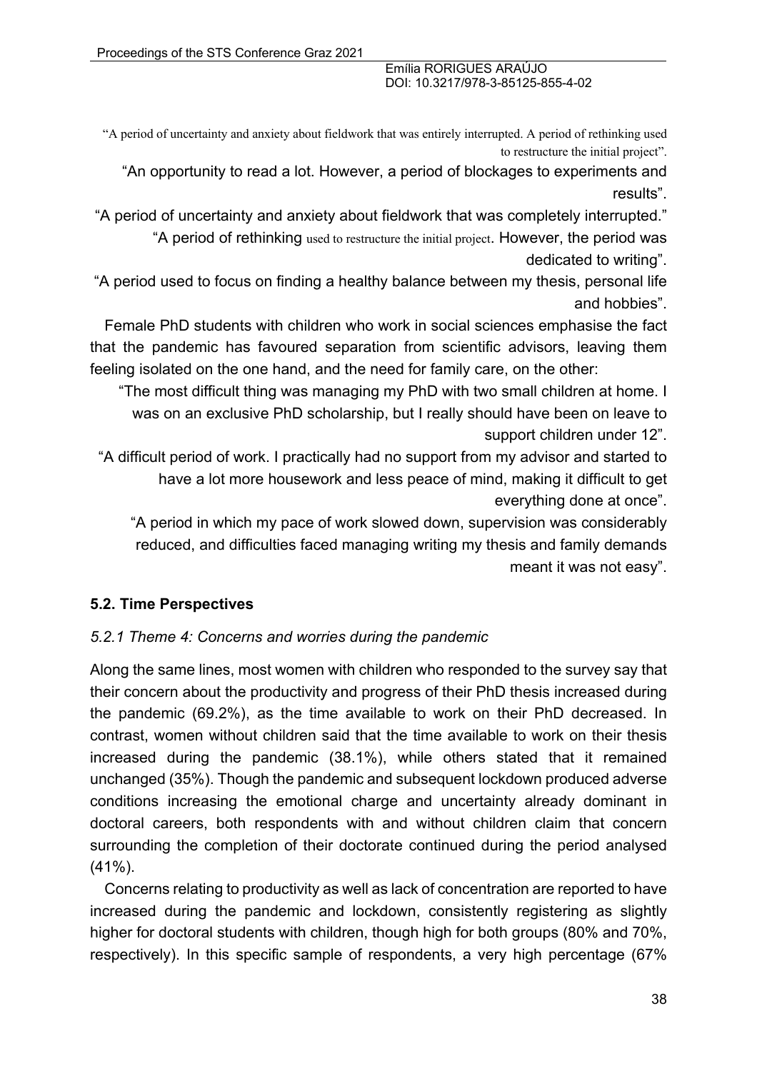"A period of uncertainty and anxiety about fieldwork that was entirely interrupted. A period of rethinking used to restructure the initial project".

"An opportunity to read a lot. However, a period of blockages to experiments and results".

"A period of uncertainty and anxiety about fieldwork that was completely interrupted."

"A period of rethinking used to restructure the initial project. However, the period was dedicated to writing".

"A period used to focus on finding a healthy balance between my thesis, personal life and hobbies".

Female PhD students with children who work in social sciences emphasise the fact that the pandemic has favoured separation from scientific advisors, leaving them feeling isolated on the one hand, and the need for family care, on the other:

"The most difficult thing was managing my PhD with two small children at home. I was on an exclusive PhD scholarship, but I really should have been on leave to support children under 12".

"A difficult period of work. I practically had no support from my advisor and started to have a lot more housework and less peace of mind, making it difficult to get everything done at once".

"A period in which my pace of work slowed down, supervision was considerably reduced, and difficulties faced managing writing my thesis and family demands meant it was not easy".

### 5.2. Time Perspectives

#### *5.2.1 Theme 4: Concerns and worries during the pandemic*

Along the same lines, most women with children who responded to the survey say that their concern about the productivity and progress of their PhD thesis increased during the pandemic (69.2%), as the time available to work on their PhD decreased. In contrast, women without children said that the time available to work on their thesis increased during the pandemic (38.1%), while others stated that it remained unchanged (35%). Though the pandemic and subsequent lockdown produced adverse conditions increasing the emotional charge and uncertainty already dominant in doctoral careers, both respondents with and without children claim that concern surrounding the completion of their doctorate continued during the period analysed (41%).

Concerns relating to productivity as well as lack of concentration are reported to have increased during the pandemic and lockdown, consistently registering as slightly higher for doctoral students with children, though high for both groups (80% and 70%, respectively). In this specific sample of respondents, a very high percentage (67%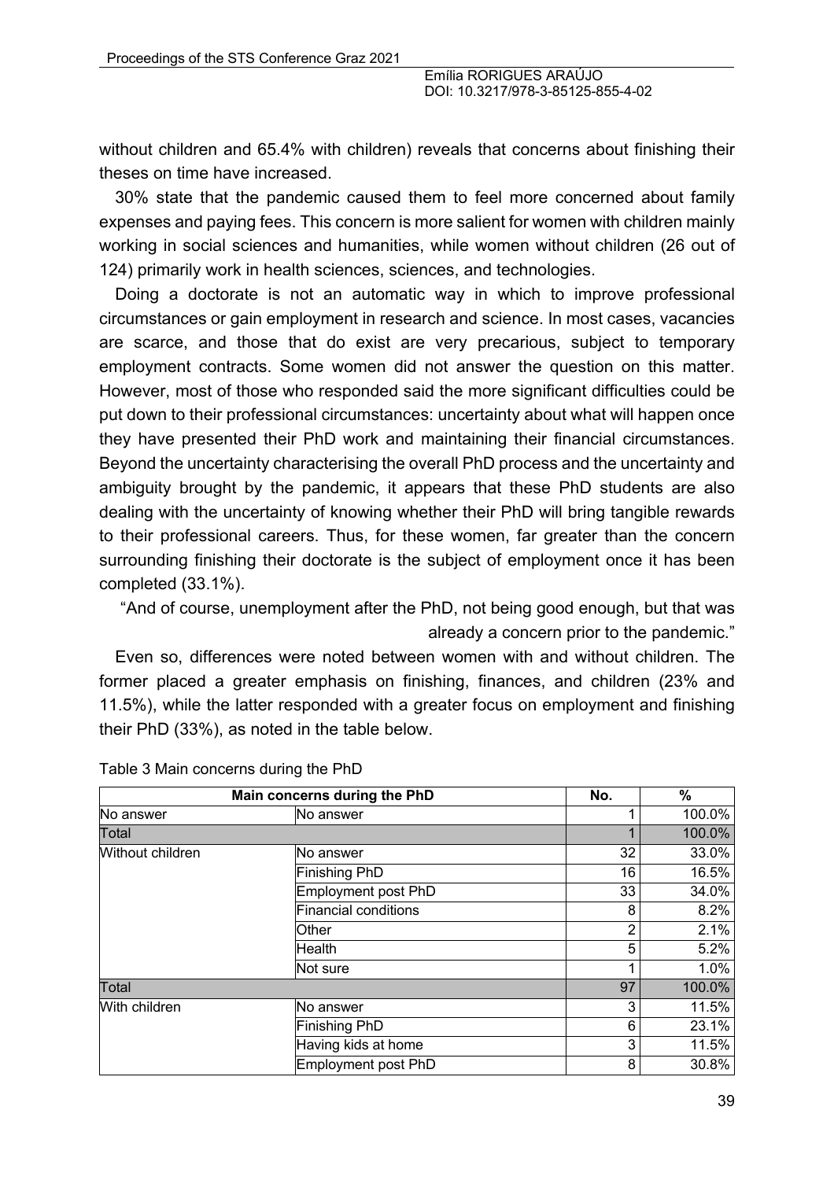without children and 65.4% with children) reveals that concerns about finishing their theses on time have increased.

30% state that the pandemic caused them to feel more concerned about family expenses and paying fees. This concern is more salient for women with children mainly working in social sciences and humanities, while women without children (26 out of 124) primarily work in health sciences, sciences, and technologies.

Doing a doctorate is not an automatic way in which to improve professional circumstances or gain employment in research and science. In most cases, vacancies are scarce, and those that do exist are very precarious, subject to temporary employment contracts. Some women did not answer the question on this matter. However, most of those who responded said the more significant difficulties could be put down to their professional circumstances: uncertainty about what will happen once they have presented their PhD work and maintaining their financial circumstances. Beyond the uncertainty characterising the overall PhD process and the uncertainty and ambiguity brought by the pandemic, it appears that these PhD students are also dealing with the uncertainty of knowing whether their PhD will bring tangible rewards to their professional careers. Thus, for these women, far greater than the concern surrounding finishing their doctorate is the subject of employment once it has been completed (33.1%).

> "And of course, unemployment after the PhD, not being good enough, but that was already a concern prior to the pandemic."

Even so, differences were noted between women with and without children. The former placed a greater emphasis on finishing, finances, and children (23% and 11.5%), while the latter responded with a greater focus on employment and finishing their PhD (33%), as noted in the table below.

Table 3 Main concerns during the PhD

| Main concerns during the PhD | | No. | % |
|---|---|---|---|
| No answer | No answer | 1 | 100.0% |
| Total | | 1 | 100.0% |
| Without children | No answer | 32 | 33.0% |
| | Finishing PhD | 16 | 16.5% |
| | Employment post PhD | 33 | 34.0% |
| | Financial conditions | 8 | 8.2% |
| | Other | 2 | 2.1% |
| | Health | 5 | 5.2% |
| | Not sure | 1 | 1.0% |
| Total | | 97 | 100.0% |
| With children | No answer | 3 | 11.5% |
| | Finishing PhD | 6 | 23.1% |
| | Having kids at home | 3 | 11.5% |
| | Employment post PhD | 8 | 30.8% |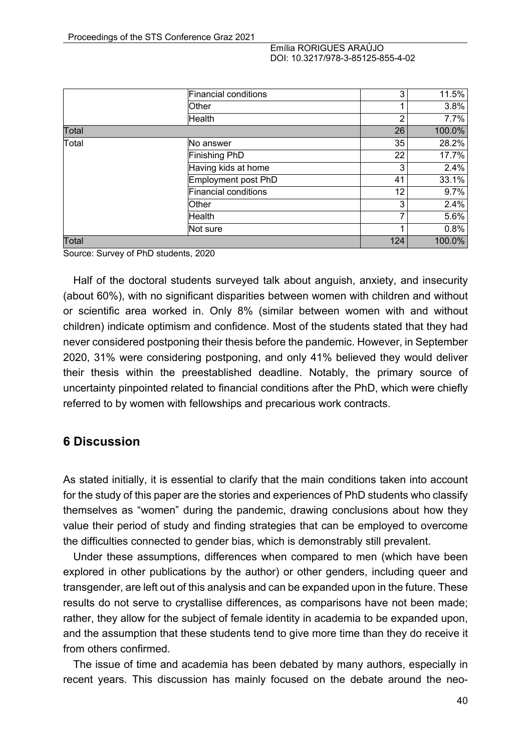| | | | |
|---|---|---|---|
| | Financial conditions | 3 | 11.5% |
| | Other | 1 | 3.8% |
| | Health | 2 | 7.7% |
| Total | | 26 | 100.0% |
| Total | No answer | 35 | 28.2% |
| | Finishing PhD | 22 | 17.7% |
| | Having kids at home | 3 | 2.4% |
| | Employment post PhD | 41 | 33.1% |
| | Financial conditions | 12 | 9.7% |
| | Other | 3 | 2.4% |
| | Health | 7 | 5.6% |
| | Not sure | 1 | 0.8% |
| Total | | 124 | 100.0% |

Source: Survey of PhD students, 2020

Half of the doctoral students surveyed talk about anguish, anxiety, and insecurity (about 60%), with no significant disparities between women with children and without or scientific area worked in. Only 8% (similar between women with and without children) indicate optimism and confidence. Most of the students stated that they had never considered postponing their thesis before the pandemic. However, in September 2020, 31% were considering postponing, and only 41% believed they would deliver their thesis within the preestablished deadline. Notably, the primary source of uncertainty pinpointed related to financial conditions after the PhD, which were chiefly referred to by women with fellowships and precarious work contracts.

## 6 Discussion

As stated initially, it is essential to clarify that the main conditions taken into account for the study of this paper are the stories and experiences of PhD students who classify themselves as "women" during the pandemic, drawing conclusions about how they value their period of study and finding strategies that can be employed to overcome the difficulties connected to gender bias, which is demonstrably still prevalent.

Under these assumptions, differences when compared to men (which have been explored in other publications by the author) or other genders, including queer and transgender, are left out of this analysis and can be expanded upon in the future. These results do not serve to crystallise differences, as comparisons have not been made; rather, they allow for the subject of female identity in academia to be expanded upon, and the assumption that these students tend to give more time than they do receive it from others confirmed.

The issue of time and academia has been debated by many authors, especially in recent years. This discussion has mainly focused on the debate around the neo-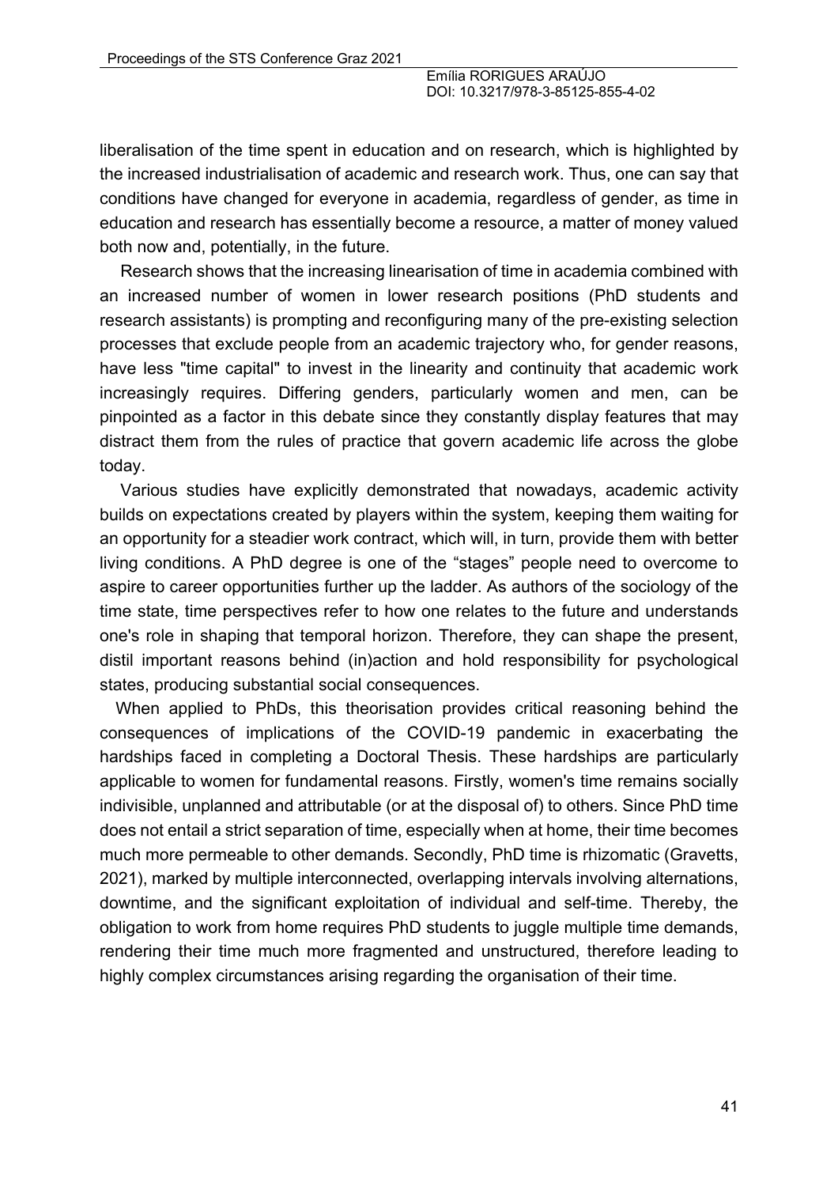liberalisation of the time spent in education and on research, which is highlighted by the increased industrialisation of academic and research work. Thus, one can say that conditions have changed for everyone in academia, regardless of gender, as time in education and research has essentially become a resource, a matter of money valued both now and, potentially, in the future.

Research shows that the increasing linearisation of time in academia combined with an increased number of women in lower research positions (PhD students and research assistants) is prompting and reconfiguring many of the pre-existing selection processes that exclude people from an academic trajectory who, for gender reasons, have less "time capital" to invest in the linearity and continuity that academic work increasingly requires. Differing genders, particularly women and men, can be pinpointed as a factor in this debate since they constantly display features that may distract them from the rules of practice that govern academic life across the globe today.

Various studies have explicitly demonstrated that nowadays, academic activity builds on expectations created by players within the system, keeping them waiting for an opportunity for a steadier work contract, which will, in turn, provide them with better living conditions. A PhD degree is one of the "stages" people need to overcome to aspire to career opportunities further up the ladder. As authors of the sociology of the time state, time perspectives refer to how one relates to the future and understands one's role in shaping that temporal horizon. Therefore, they can shape the present, distil important reasons behind (in)action and hold responsibility for psychological states, producing substantial social consequences.

When applied to PhDs, this theorisation provides critical reasoning behind the consequences of implications of the COVID-19 pandemic in exacerbating the hardships faced in completing a Doctoral Thesis. These hardships are particularly applicable to women for fundamental reasons. Firstly, women's time remains socially indivisible, unplanned and attributable (or at the disposal of) to others. Since PhD time does not entail a strict separation of time, especially when at home, their time becomes much more permeable to other demands. Secondly, PhD time is rhizomatic (Gravetts, 2021), marked by multiple interconnected, overlapping intervals involving alternations, downtime, and the significant exploitation of individual and self-time. Thereby, the obligation to work from home requires PhD students to juggle multiple time demands, rendering their time much more fragmented and unstructured, therefore leading to highly complex circumstances arising regarding the organisation of their time.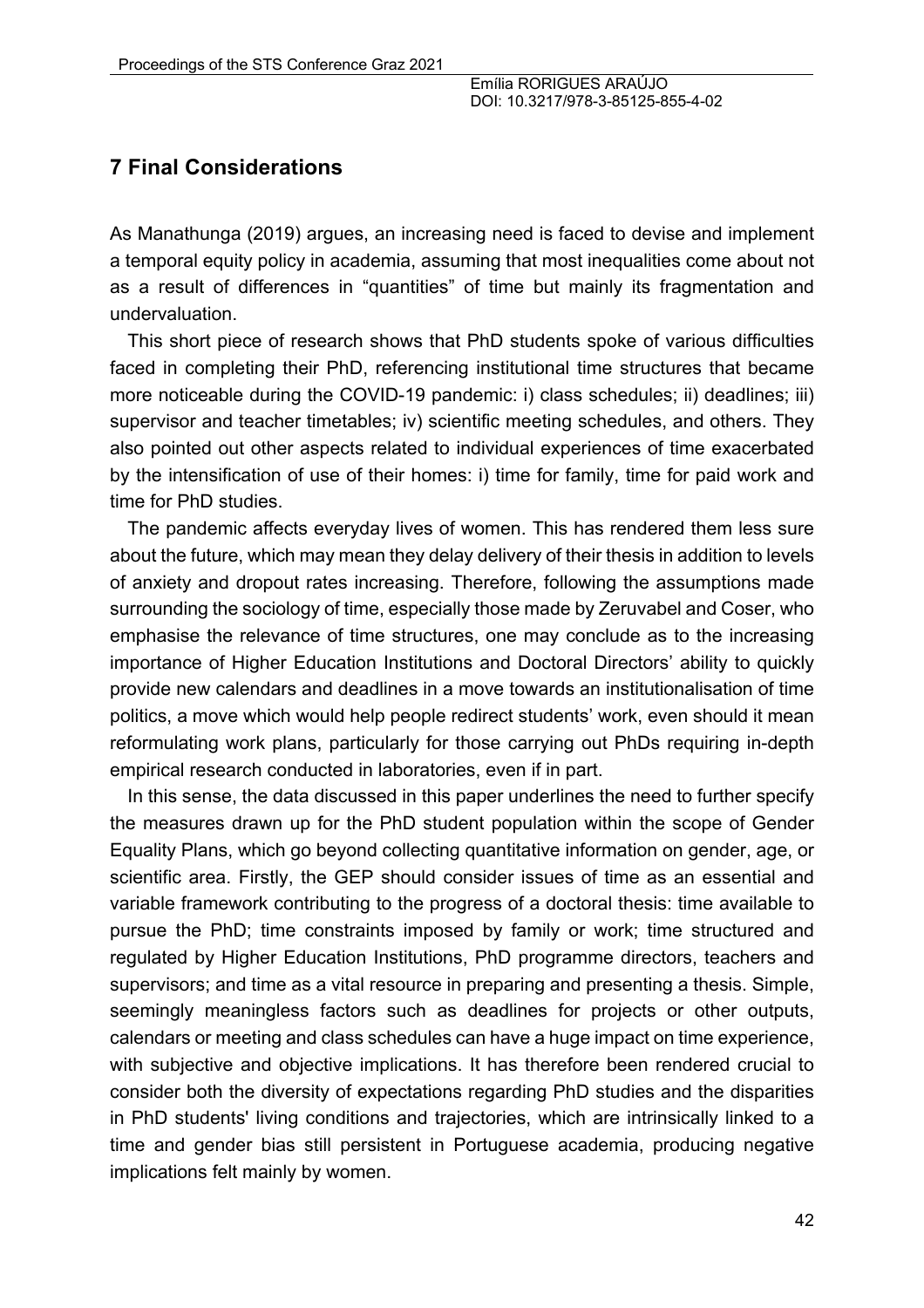## 7 Final Considerations

As Manathunga (2019) argues, an increasing need is faced to devise and implement a temporal equity policy in academia, assuming that most inequalities come about not as a result of differences in "quantities" of time but mainly its fragmentation and undervaluation.

This short piece of research shows that PhD students spoke of various difficulties faced in completing their PhD, referencing institutional time structures that became more noticeable during the COVID-19 pandemic: i) class schedules; ii) deadlines; iii) supervisor and teacher timetables; iv) scientific meeting schedules, and others. They also pointed out other aspects related to individual experiences of time exacerbated by the intensification of use of their homes: i) time for family, time for paid work and time for PhD studies.

The pandemic affects everyday lives of women. This has rendered them less sure about the future, which may mean they delay delivery of their thesis in addition to levels of anxiety and dropout rates increasing. Therefore, following the assumptions made surrounding the sociology of time, especially those made by Zeruvabel and Coser, who emphasise the relevance of time structures, one may conclude as to the increasing importance of Higher Education Institutions and Doctoral Directors' ability to quickly provide new calendars and deadlines in a move towards an institutionalisation of time politics, a move which would help people redirect students' work, even should it mean reformulating work plans, particularly for those carrying out PhDs requiring in-depth empirical research conducted in laboratories, even if in part.

In this sense, the data discussed in this paper underlines the need to further specify the measures drawn up for the PhD student population within the scope of Gender Equality Plans, which go beyond collecting quantitative information on gender, age, or scientific area. Firstly, the GEP should consider issues of time as an essential and variable framework contributing to the progress of a doctoral thesis: time available to pursue the PhD; time constraints imposed by family or work; time structured and regulated by Higher Education Institutions, PhD programme directors, teachers and supervisors; and time as a vital resource in preparing and presenting a thesis. Simple, seemingly meaningless factors such as deadlines for projects or other outputs, calendars or meeting and class schedules can have a huge impact on time experience, with subjective and objective implications. It has therefore been rendered crucial to consider both the diversity of expectations regarding PhD studies and the disparities in PhD students' living conditions and trajectories, which are intrinsically linked to a time and gender bias still persistent in Portuguese academia, producing negative implications felt mainly by women.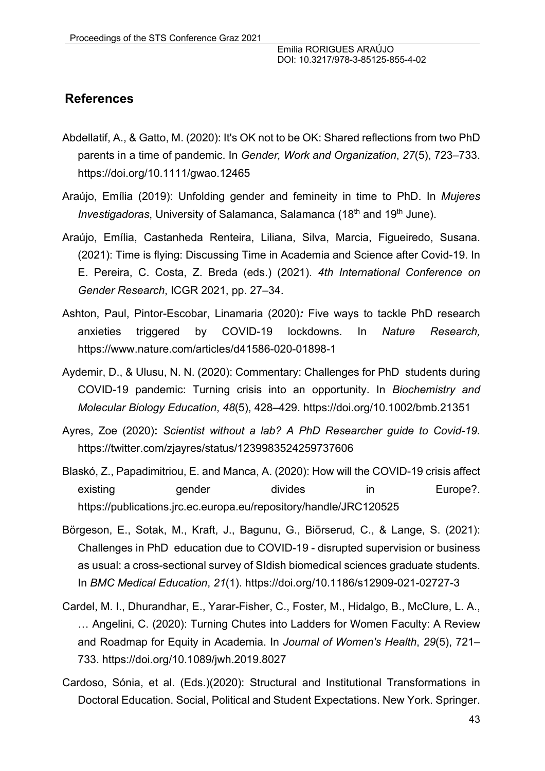## References

Abdellatif, A., & Gatto, M. (2020): It's OK not to be OK: Shared reflections from two PhD parents in a time of pandemic. In *Gender, Work and Organization*, *27*(5), 723–733. https://doi.org/10.1111/gwao.12465

Araújo, Emília (2019): Unfolding gender and femineity in time to PhD. In *Mujeres Investigadoras*, University of Salamanca, Salamanca (18th and 19th June).

Araújo, Emília, Castanheda Renteira, Liliana, Silva, Marcia, Figueiredo, Susana. (2021): Time is flying: Discussing Time in Academia and Science after Covid-19. In E. Pereira, C. Costa, Z. Breda (eds.) (2021). *4th International Conference on Gender Research*, ICGR 2021, pp. 27–34.

Ashton, Paul, Pintor-Escobar, Linamaria (2020)*:* Five ways to tackle PhD research anxieties triggered by COVID-19 lockdowns. In *Nature Research,* https://www.nature.com/articles/d41586-020-01898-1

Aydemir, D., & Ulusu, N. N. (2020): Commentary: Challenges for PhD students during COVID-19 pandemic: Turning crisis into an opportunity. In *Biochemistry and Molecular Biology Education*, *48*(5), 428–429. https://doi.org/10.1002/bmb.21351

Ayres, Zoe (2020)**:** *Scientist without a lab? A PhD Researcher guide to Covid-19.* https://twitter.com/zjayres/status/1239983524259737606

Blaskó, Z., Papadimitriou, E. and Manca, A. (2020): How will the COVID-19 crisis affect existing gender divides in Europe?. https://publications.jrc.ec.europa.eu/repository/handle/JRC120525

Börgeson, E., Sotak, M., Kraft, J., Bagunu, G., Biörserud, C., & Lange, S. (2021): Challenges in PhD education due to COVID-19 - disrupted supervision or business as usual: a cross-sectional survey of SIdish biomedical sciences graduate students. In *BMC Medical Education*, *21*(1). https://doi.org/10.1186/s12909-021-02727-3

Cardel, M. I., Dhurandhar, E., Yarar-Fisher, C., Foster, M., Hidalgo, B., McClure, L. A., … Angelini, C. (2020): Turning Chutes into Ladders for Women Faculty: A Review and Roadmap for Equity in Academia. In *Journal of Women's Health*, *29*(5), 721–733. https://doi.org/10.1089/jwh.2019.8027

Cardoso, Sónia, et al. (Eds.)(2020): Structural and Institutional Transformations in Doctoral Education. Social, Political and Student Expectations. New York. Springer.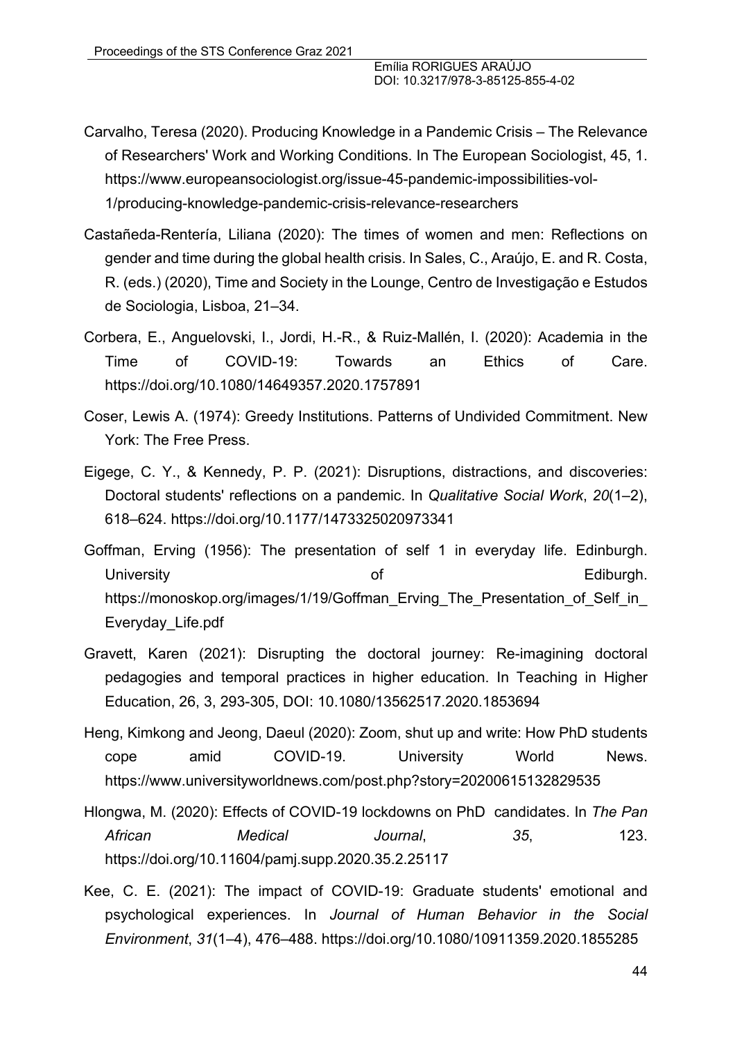Carvalho, Teresa (2020). Producing Knowledge in a Pandemic Crisis – The Relevance of Researchers' Work and Working Conditions. In The European Sociologist, 45, 1. https://www.europeansociologist.org/issue-45-pandemic-impossibilities-vol-1/producing-knowledge-pandemic-crisis-relevance-researchers

Castañeda-Rentería, Liliana (2020): The times of women and men: Reflections on gender and time during the global health crisis. In Sales, C., Araújo, E. and R. Costa, R. (eds.) (2020), Time and Society in the Lounge, Centro de Investigação e Estudos de Sociologia, Lisboa, 21–34.

Corbera, E., Anguelovski, I., Jordi, H.-R., & Ruiz-Mallén, I. (2020): Academia in the Time of COVID-19: Towards an Ethics of Care. https://doi.org/10.1080/14649357.2020.1757891

Coser, Lewis A. (1974): Greedy Institutions. Patterns of Undivided Commitment. New York: The Free Press.

Eigege, C. Y., & Kennedy, P. P. (2021): Disruptions, distractions, and discoveries: Doctoral students' reflections on a pandemic. In *Qualitative Social Work*, *20*(1–2), 618–624. https://doi.org/10.1177/1473325020973341

Goffman, Erving (1956): The presentation of self 1 in everyday life. Edinburgh. University of Ediburgh. https://monoskop.org/images/1/19/Goffman_Erving_The_Presentation_of_Self_in_Everyday_Life.pdf

Gravett, Karen (2021): Disrupting the doctoral journey: Re-imagining doctoral pedagogies and temporal practices in higher education. In Teaching in Higher Education, 26, 3, 293-305, DOI: 10.1080/13562517.2020.1853694

Heng, Kimkong and Jeong, Daeul (2020): Zoom, shut up and write: How PhD students cope amid COVID-19. University World News. https://www.universityworldnews.com/post.php?story=20200615132829535

Hlongwa, M. (2020): Effects of COVID-19 lockdowns on PhD candidates. In *The Pan African Medical Journal*, *35*, 123. https://doi.org/10.11604/pamj.supp.2020.35.2.25117

Kee, C. E. (2021): The impact of COVID-19: Graduate students' emotional and psychological experiences. In *Journal of Human Behavior in the Social Environment*, *31*(1–4), 476–488. https://doi.org/10.1080/10911359.2020.1855285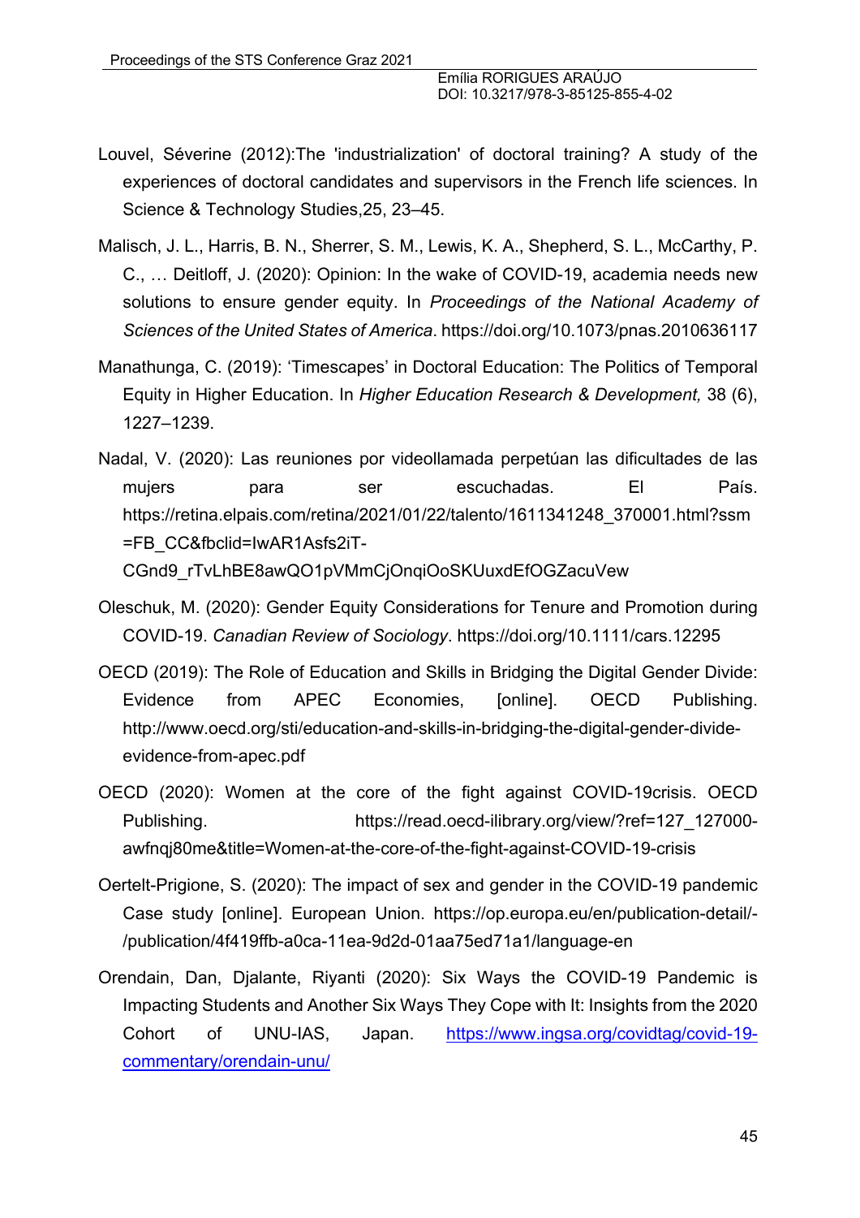Louvel, Séverine (2012):The 'industrialization' of doctoral training? A study of the experiences of doctoral candidates and supervisors in the French life sciences. In Science & Technology Studies,25, 23–45.

Malisch, J. L., Harris, B. N., Sherrer, S. M., Lewis, K. A., Shepherd, S. L., McCarthy, P. C., … Deitloff, J. (2020): Opinion: In the wake of COVID-19, academia needs new solutions to ensure gender equity. In *Proceedings of the National Academy of Sciences of the United States of America*. https://doi.org/10.1073/pnas.2010636117

Manathunga, C. (2019): 'Timescapes' in Doctoral Education: The Politics of Temporal Equity in Higher Education. In *Higher Education Research & Development,* 38 (6), 1227–1239.

Nadal, V. (2020): Las reuniones por videollamada perpetúan las dificultades de las mujers para ser escuchadas. El País. https://retina.elpais.com/retina/2021/01/22/talento/1611341248_370001.html?ssm=FB_CC&fbclid=IwAR1Asfs2iT-CGnd9_rTvLhBE8awQO1pVMmCjOnqiOoSKUuxdEfOGZacuVew

Oleschuk, M. (2020): Gender Equity Considerations for Tenure and Promotion during COVID-19. *Canadian Review of Sociology*. https://doi.org/10.1111/cars.12295

OECD (2019): The Role of Education and Skills in Bridging the Digital Gender Divide: Evidence from APEC Economies, [online]. OECD Publishing. http://www.oecd.org/sti/education-and-skills-in-bridging-the-digital-gender-divide-evidence-from-apec.pdf

OECD (2020): Women at the core of the fight against COVID-19crisis. OECD Publishing. https://read.oecd-ilibrary.org/view/?ref=127_127000-awfnqj80me&title=Women-at-the-core-of-the-fight-against-COVID-19-crisis

Oertelt-Prigione, S. (2020): The impact of sex and gender in the COVID-19 pandemic Case study [online]. European Union. https://op.europa.eu/en/publication-detail/-/publication/4f419ffb-a0ca-11ea-9d2d-01aa75ed71a1/language-en

Orendain, Dan, Djalante, Riyanti (2020): Six Ways the COVID-19 Pandemic is Impacting Students and Another Six Ways They Cope with It: Insights from the 2020 Cohort of UNU-IAS, Japan. https://www.ingsa.org/covidtag/covid-19-commentary/orendain-unu/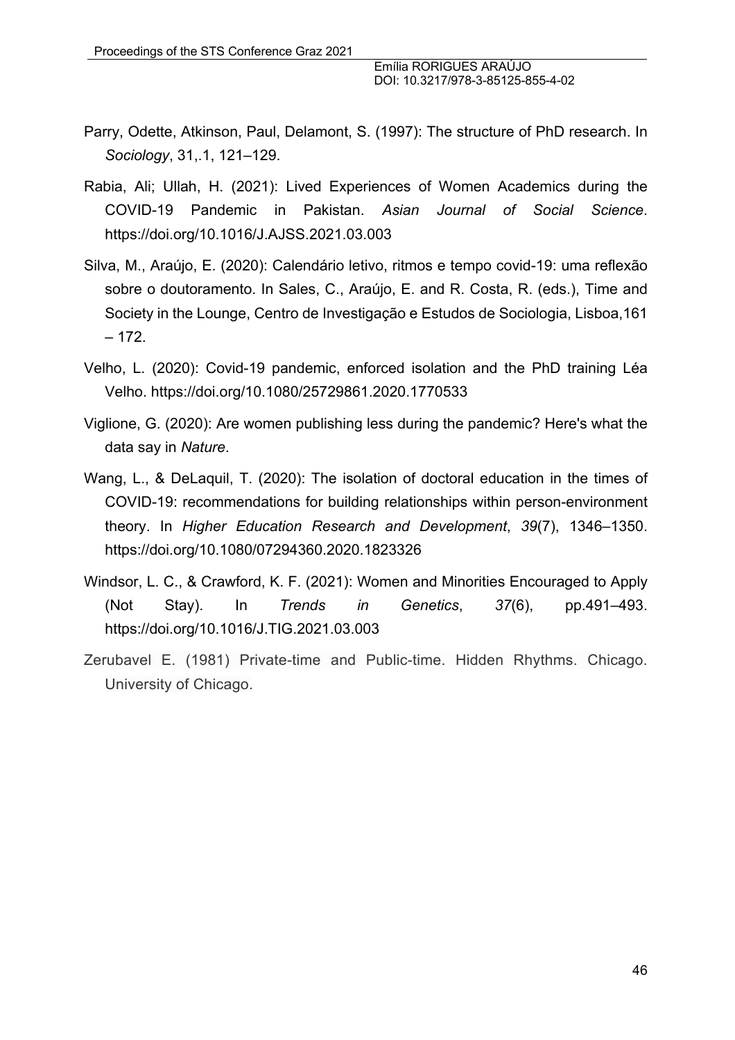Parry, Odette, Atkinson, Paul, Delamont, S. (1997): The structure of PhD research. In *Sociology*, 31,.1, 121–129.

Rabia, Ali; Ullah, H. (2021): Lived Experiences of Women Academics during the COVID-19 Pandemic in Pakistan. *Asian Journal of Social Science*. https://doi.org/10.1016/J.AJSS.2021.03.003

Silva, M., Araújo, E. (2020): Calendário letivo, ritmos e tempo covid-19: uma reflexão sobre o doutoramento. In Sales, C., Araújo, E. and R. Costa, R. (eds.), Time and Society in the Lounge, Centro de Investigação e Estudos de Sociologia, Lisboa,161 – 172.

Velho, L. (2020): Covid-19 pandemic, enforced isolation and the PhD training Léa Velho. https://doi.org/10.1080/25729861.2020.1770533

Viglione, G. (2020): Are women publishing less during the pandemic? Here's what the data say in *Nature*.

Wang, L., & DeLaquil, T. (2020): The isolation of doctoral education in the times of COVID-19: recommendations for building relationships within person-environment theory. In *Higher Education Research and Development*, *39*(7), 1346–1350. https://doi.org/10.1080/07294360.2020.1823326

Windsor, L. C., & Crawford, K. F. (2021): Women and Minorities Encouraged to Apply (Not Stay). In *Trends in Genetics*, *37*(6), pp.491–493. https://doi.org/10.1016/J.TIG.2021.03.003

Zerubavel E. (1981) Private-time and Public-time. Hidden Rhythms. Chicago. University of Chicago.